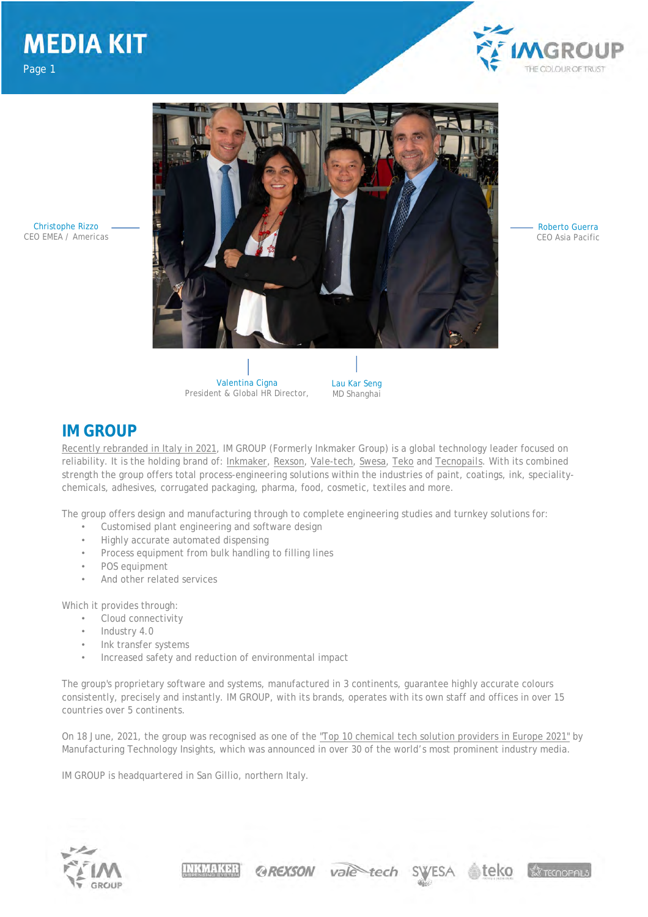# MEDIA KIT

Christophe Rizzo
CEO EMEA / Americas

Roberto Guerra
CEO Asia Pacific

Valentina Cigna
President & Global HR Director,

Lau Kar Seng
MD Shanghai

## IM GROUP

Recently rebranded in Italy in 2021, IM GROUP (Formerly Inkmaker Group) is a global technology leader focused on reliability. It is the holding brand of: Inkmaker, Rexson, Vale-tech, Swesa, Teko and Tecnopails. With its combined strength the group offers total process-engineering solutions within the industries of paint, coatings, ink, speciality-chemicals, adhesives, corrugated packaging, pharma, food, cosmetic, textiles and more.

The group offers design and manufacturing through to complete engineering studies and turnkey solutions for:

- Customised plant engineering and software design
- Highly accurate automated dispensing
- Process equipment from bulk handling to filling lines
- POS equipment
- And other related services

Which it provides through:

- Cloud connectivity
- Industry 4.0
- Ink transfer systems
- Increased safety and reduction of environmental impact

The group's proprietary software and systems, manufactured in 3 continents, guarantee highly accurate colours consistently, precisely and instantly. IM GROUP, with its brands, operates with its own staff and offices in over 15 countries over 5 continents.

On 18 June, 2021, the group was recognised as one of the "Top 10 chemical tech solution providers in Europe 2021" by Manufacturing Technology Insights, which was announced in over 30 of the world's most prominent industry media.

IM GROUP is headquartered in San Gillio, northern Italy.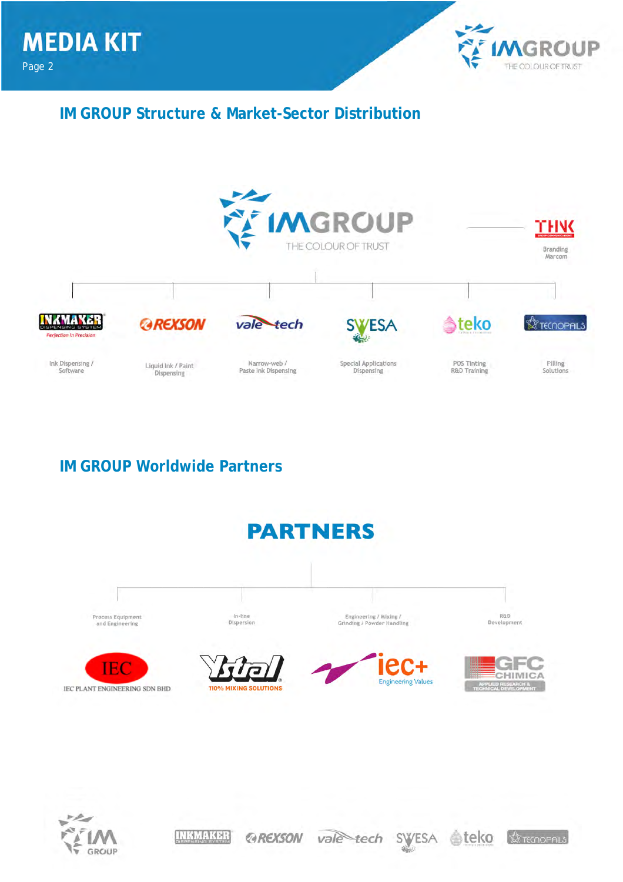## IM GROUP Structure & Market-Sector Distribution

IMGROUP
THE COLOUR OF TRUST

THINK
Branding
Marcom

- INKMAKER — Ink Dispensing / Software
- REXSON — Liquid Ink / Paint Dispensing
- vale-tech — Narrow-web / Paste Ink Dispensing
- SWESA — Special Applications Dispensing
- teko — POS Tinting R&D Training
- TECNOPAILS — Filling Solutions

## IM GROUP Worldwide Partners

### PARTNERS

- IEC PLANT ENGINEERING SDN BHD — Process Equipment and Engineering
- Ystral — 110% MIXING SOLUTIONS — In-line Dispersion
- iec+ Engineering Values — Engineering / Mixing / Grinding / Powder Handling
- GFC CHIMICA — APPLIED RESEARCH & TECHNICAL DEVELOPMENT — R&D Development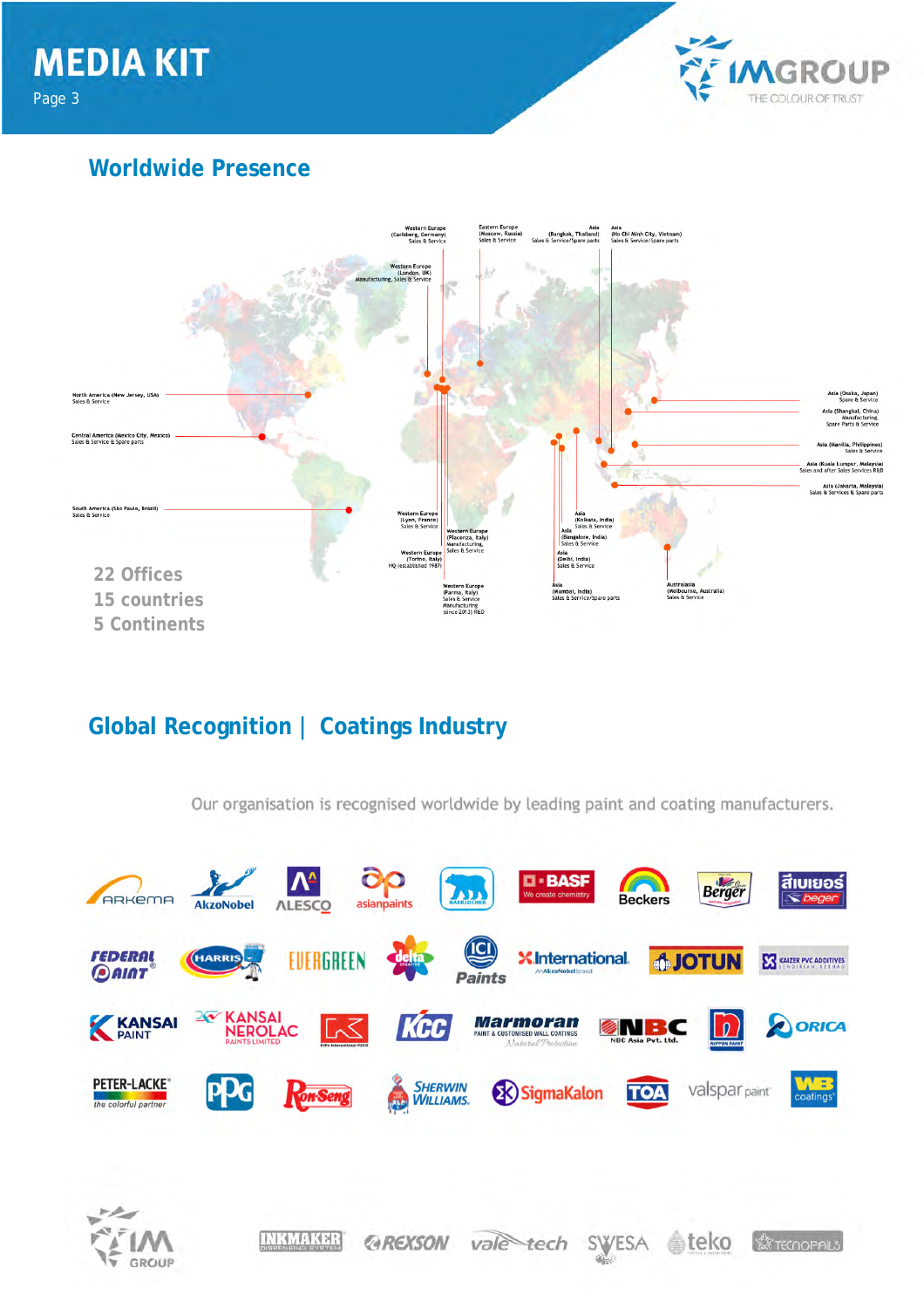# MEDIA KIT

## Worldwide Presence

Western Europe (Carlsberg, Germany) Sales & Service

Eastern Europe (Moscow, Russia) Sales & Service

Asia (Bangkok, Thailand) Sales & Service/Spare parts

Asia (Ho Chi Minh City, Vietnam) Sales & Service/Spare parts

Western Europe (London, UK) Manufacturing, Sales & Service

North America (New Jersey, USA) Sales & Service

Central America (Mexico City, Mexico) Sales & Service & Spare parts

South America (São Paulo, Brazil) Sales & Service

Asia (Osaka, Japan) Spare & Service

Asia (Shanghai, China) Manufacturing, Spare Parts & Service

Asia (Manila, Philippines) Sales & Service

Asia (Kuala Lumpur, Malaysia) Sales and after Sales Services R&D

Asia (Jakarta, Malaysia) Sales & Services & Spare parts

Western Europe (Lyon, France) Sales & Service

Western Europe (Piacenza, Italy) Manufacturing, Sales & Service

Western Europe (Torino, Italy) HQ (established 1987)

Western Europe (Parma, Italy) Sales & Service Manufacturing (since 2012) R&D

Asia (Kolkata, India) Sales & Service

Asia (Bangalore, India) Sales & Service

Asia (Delhi, India) Sales & Service

Asia (Mumbai, India) Sales & Service/Spare parts

Australasia (Melbourne, Australia) Sales & Service

22 Offices
15 countries
5 Continents

## Global Recognition | Coatings Industry

Our organisation is recognised worldwide by leading paint and coating manufacturers.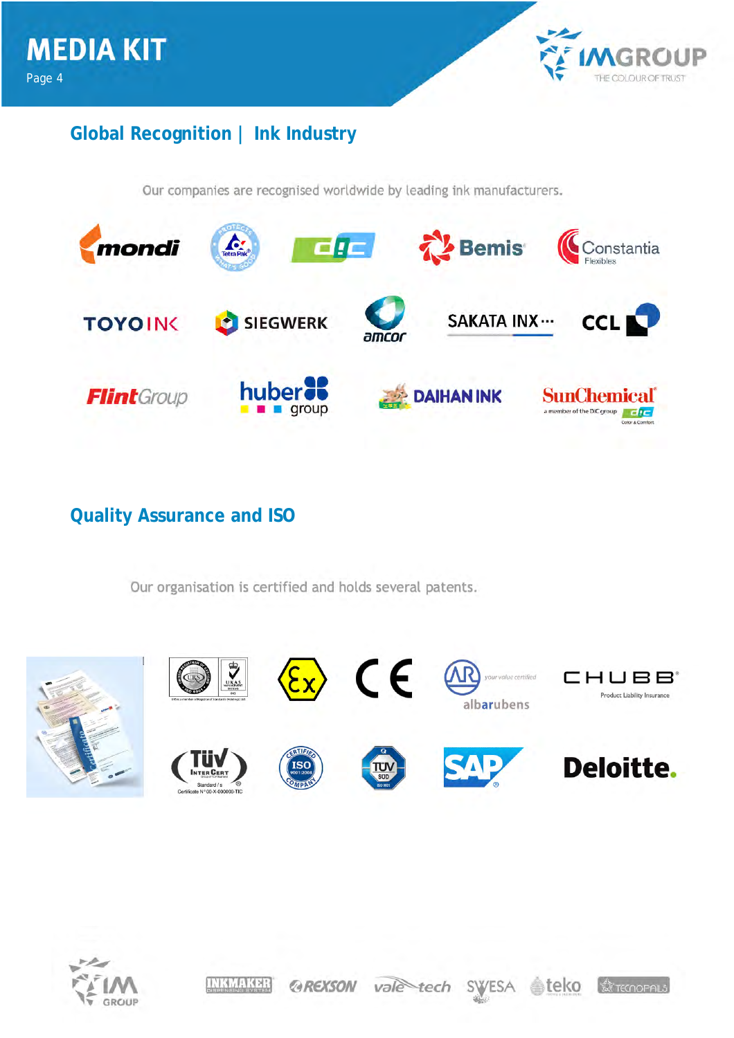## Global Recognition | Ink Industry

Our companies are recognised worldwide by leading ink manufacturers.

## Quality Assurance and ISO

Our organisation is certified and holds several patents.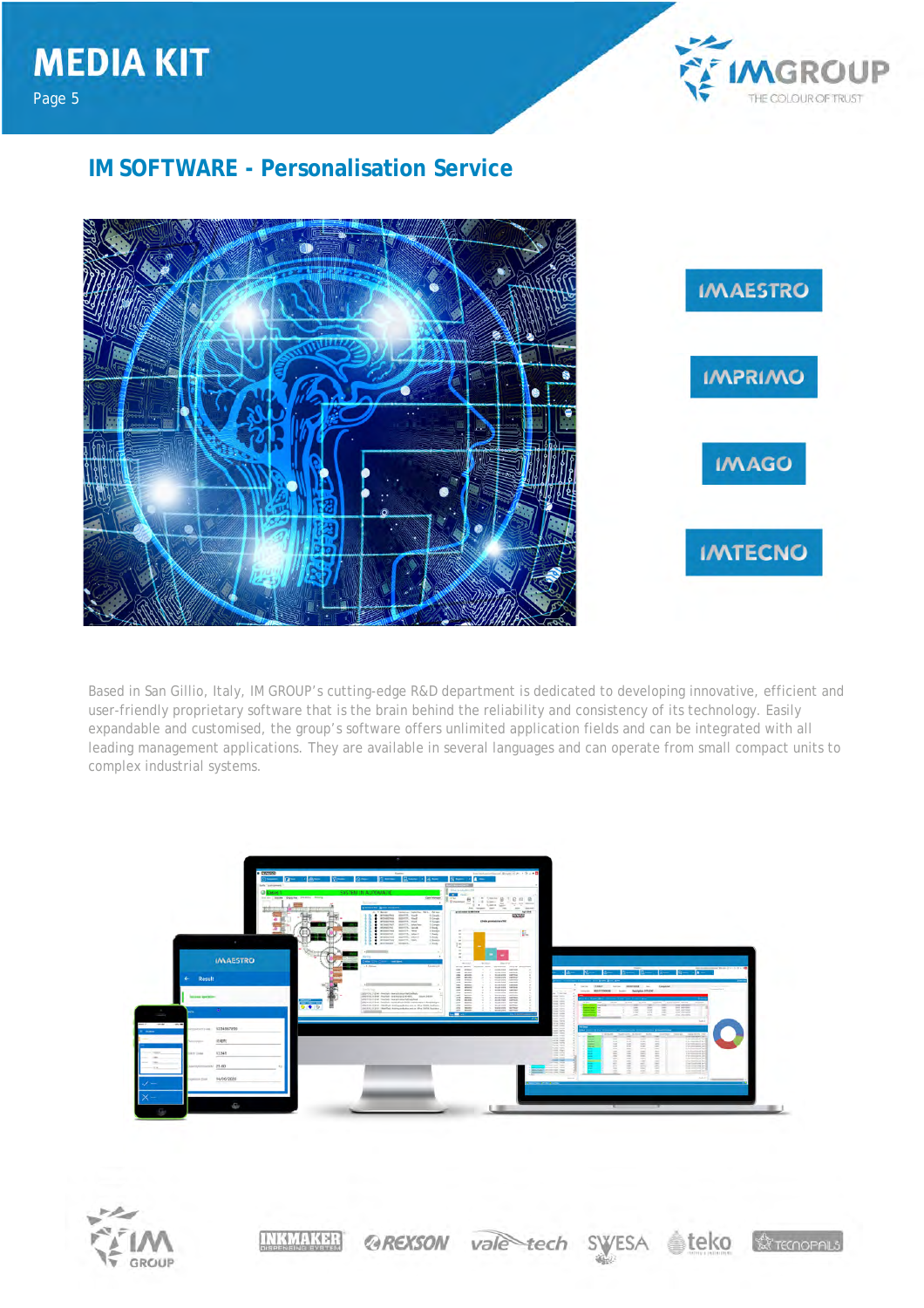## IM SOFTWARE - Personalisation Service

IMAESTRO

IMPRIMO

IMAGO

IMTECNO

Based in San Gillio, Italy, IM GROUP's cutting-edge R&D department is dedicated to developing innovative, efficient and user-friendly proprietary software that is the brain behind the reliability and consistency of its technology. Easily expandable and customised, the group's software offers unlimited application fields and can be integrated with all leading management applications. They are available in several languages and can operate from small compact units to complex industrial systems.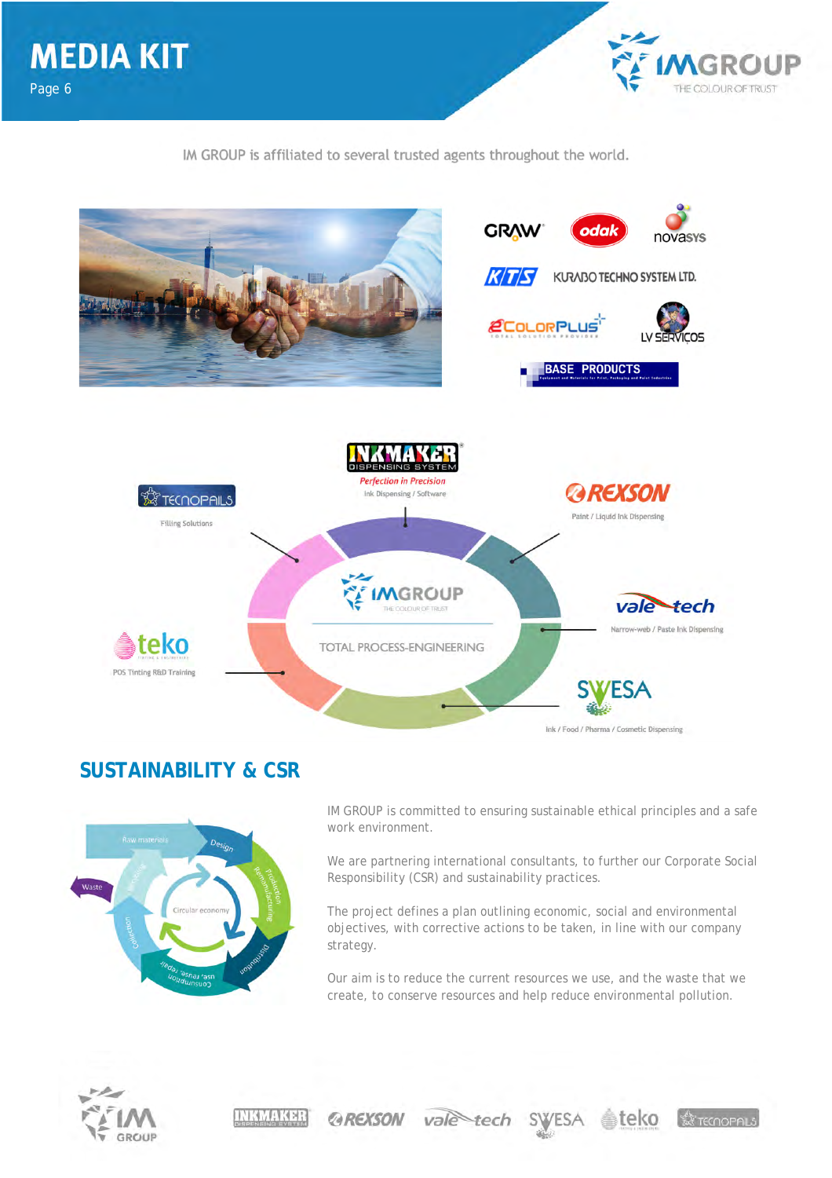# MEDIA KIT

IM GROUP is affiliated to several trusted agents throughout the world.

INKMAKER DISPENSING SYSTEM — *Perfection in Precision* — Ink Dispensing / Software

TECNOPAILS — Filling Solutions

REXSON — Paint / Liquid Ink Dispensing

vale-tech — Narrow-web / Paste Ink Dispensing

teko — POS Tinting R&D Training

SWESA — Ink / Food / Pharma / Cosmetic Dispensing

IMGROUP — TOTAL PROCESS-ENGINEERING

## SUSTAINABILITY & CSR

IM GROUP is committed to ensuring sustainable ethical principles and a safe work environment.

We are partnering international consultants, to further our Corporate Social Responsibility (CSR) and sustainability practices.

The project defines a plan outlining economic, social and environmental objectives, with corrective actions to be taken, in line with our company strategy.

Our aim is to reduce the current resources we use, and the waste that we create, to conserve resources and help reduce environmental pollution.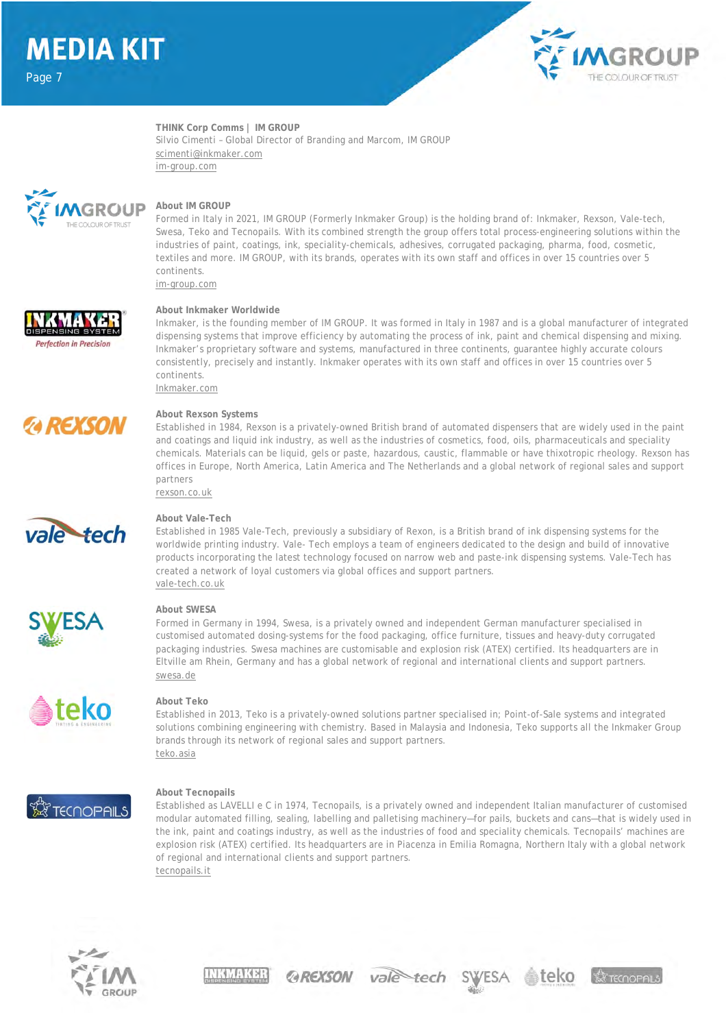# MEDIA KIT

**THINK Corp Comms | IM GROUP**
Silvio Cimenti – Global Director of Branding and Marcom, IM GROUP
scimenti@inkmaker.com
im-group.com

### About IM GROUP

Formed in Italy in 2021, IM GROUP (Formerly Inkmaker Group) is the holding brand of: Inkmaker, Rexson, Vale-tech, Swesa, Teko and Tecnopails. With its combined strength the group offers total process-engineering solutions within the industries of paint, coatings, ink, speciality-chemicals, adhesives, corrugated packaging, pharma, food, cosmetic, textiles and more. IM GROUP, with its brands, operates with its own staff and offices in over 15 countries over 5 continents.
im-group.com

### About Inkmaker Worldwide

Inkmaker, is the founding member of IM GROUP. It was formed in Italy in 1987 and is a global manufacturer of integrated dispensing systems that improve efficiency by automating the process of ink, paint and chemical dispensing and mixing. Inkmaker's proprietary software and systems, manufactured in three continents, guarantee highly accurate colours consistently, precisely and instantly. Inkmaker operates with its own staff and offices in over 15 countries over 5 continents.
Inkmaker.com

### About Rexson Systems

Established in 1984, Rexson is a privately-owned British brand of automated dispensers that are widely used in the paint and coatings and liquid ink industry, as well as the industries of cosmetics, food, oils, pharmaceuticals and speciality chemicals. Materials can be liquid, gels or paste, hazardous, caustic, flammable or have thixotropic rheology. Rexson has offices in Europe, North America, Latin America and The Netherlands and a global network of regional sales and support partners
rexson.co.uk

### About Vale-Tech

Established in 1985 Vale-Tech, previously a subsidiary of Rexon, is a British brand of ink dispensing systems for the worldwide printing industry. Vale- Tech employs a team of engineers dedicated to the design and build of innovative products incorporating the latest technology focused on narrow web and paste-ink dispensing systems. Vale-Tech has created a network of loyal customers via global offices and support partners.
vale-tech.co.uk

### About SWESA

Formed in Germany in 1994, Swesa, is a privately owned and independent German manufacturer specialised in customised automated dosing-systems for the food packaging, office furniture, tissues and heavy-duty corrugated packaging industries. Swesa machines are customisable and explosion risk (ATEX) certified. Its headquarters are in Eltville am Rhein, Germany and has a global network of regional and international clients and support partners.
swesa.de

### About Teko

Established in 2013, Teko is a privately-owned solutions partner specialised in; Point-of-Sale systems and integrated solutions combining engineering with chemistry. Based in Malaysia and Indonesia, Teko supports all the Inkmaker Group brands through its network of regional sales and support partners.
teko.asia

### About Tecnopails

Established as LAVELLI e C in 1974, Tecnopails, is a privately owned and independent Italian manufacturer of customised modular automated filling, sealing, labelling and palletising machinery—for pails, buckets and cans—that is widely used in the ink, paint and coatings industry, as well as the industries of food and speciality chemicals. Tecnopails' machines are explosion risk (ATEX) certified. Its headquarters are in Piacenza in Emilia Romagna, Northern Italy with a global network of regional and international clients and support partners.
tecnopails.it